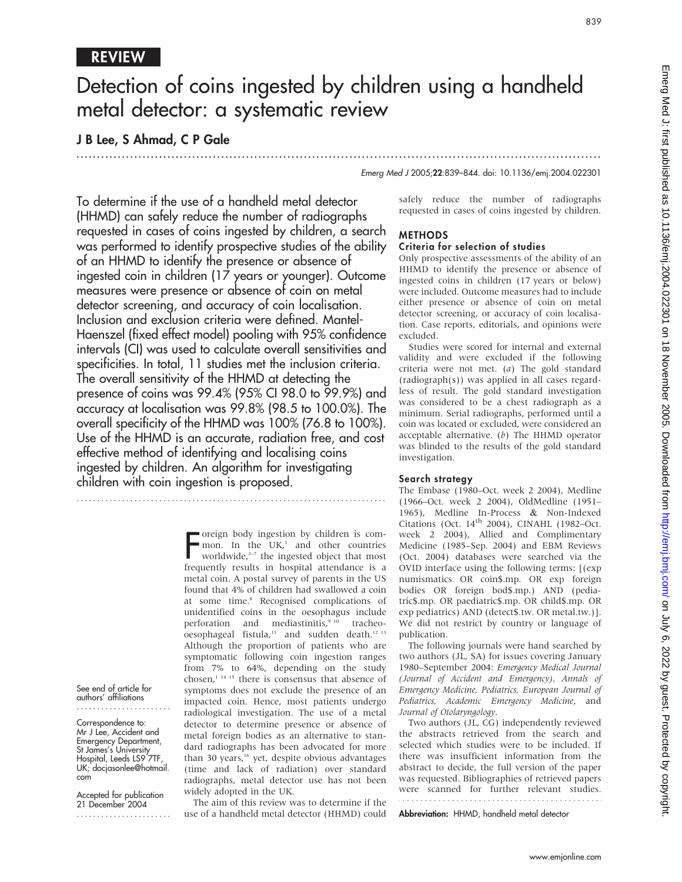REVIEW

# Detection of coins ingested by children using a handheld metal detector: a systematic review

J B Lee, S Ahmad, C P Gale

Emerg Med J 2005;22:839–844. doi: 10.1136/emj.2004.022301

To determine if the use of a handheld metal detector (HHMD) can safely reduce the number of radiographs requested in cases of coins ingested by children, a search was performed to identify prospective studies of the ability of an HHMD to identify the presence or absence of ingested coin in children (17 years or younger). Outcome measures were presence or absence of coin on metal detector screening, and accuracy of coin localisation. Inclusion and exclusion criteria were defined. Mantel-Haenszel (fixed effect model) pooling with 95% confidence intervals (CI) was used to calculate overall sensitivities and specificities. In total, 11 studies met the inclusion criteria. The overall sensitivity of the HHMD at detecting the presence of coins was 99.4% (95% CI 98.0 to 99.9%) and accuracy at localisation was 99.8% (98.5 to 100.0%). The overall specificity of the HHMD was 100% (76.8 to 100%). Use of the HHMD is an accurate, radiation free, and cost effective method of identifying and localising coins ingested by children. An algorithm for investigating children with coin ingestion is proposed.

See end of article for authors' affiliations

Correspondence to: Mr J Lee, Accident and Emergency Department, St James's University Hospital, Leeds LS9 7TF, UK; docjasonlee@hotmail.com

Accepted for publication 21 December 2004

Foreign body ingestion by children is common. In the UK,[1] and other countries worldwide,[2–7] the ingested object that most frequently results in hospital attendance is a metal coin. A postal survey of parents in the US found that 4% of children had swallowed a coin at some time.[8] Recognised complications of unidentified coins in the oesophagus include perforation and mediastinitis,[9 10] tracheo-oesophageal fistula,[11] and sudden death.[12 13] Although the proportion of patients who are symptomatic following coin ingestion ranges from 7% to 64%, depending on the study chosen,[1 14 15] there is consensus that absence of symptoms does not exclude the presence of an impacted coin. Hence, most patients undergo radiological investigation. The use of a metal detector to determine presence or absence of metal foreign bodies as an alternative to standard radiographs has been advocated for more than 30 years,[16] yet, despite obvious advantages (time and lack of radiation) over standard radiographs, metal detector use has not been widely adopted in the UK.

The aim of this review was to determine if the use of a handheld metal detector (HHMD) could safely reduce the number of radiographs requested in cases of coins ingested by children.

## METHODS

### Criteria for selection of studies

Only prospective assessments of the ability of an HHMD to identify the presence or absence of ingested coins in children (17 years or below) were included. Outcome measures had to include either presence or absence of coin on metal detector screening, or accuracy of coin localisation. Case reports, editorials, and opinions were excluded.

Studies were scored for internal and external validity and were excluded if the following criteria were not met. (*a*) The gold standard (radiograph(s)) was applied in all cases regardless of result. The gold standard investigation was considered to be a chest radiograph as a minimum. Serial radiographs, performed until a coin was located or excluded, were considered an acceptable alternative. (*b*) The HHMD operator was blinded to the results of the gold standard investigation.

### Search strategy

The Embase (1980–Oct. week 2 2004), Medline (1966–Oct. week 2 2004), OldMedline (1951–1965), Medline In-Process & Non-Indexed Citations (Oct. 14th 2004), CINAHL (1982–Oct. week 2 2004), Allied and Complimentary Medicine (1985–Sep. 2004) and EBM Reviews (Oct. 2004) databases were searched via the OVID interface using the following terms: [(exp numismatics OR coin$.mp. OR exp foreign bodies OR foreign bod$.mp.) AND (pediatric$.mp. OR paediatric$.mp. OR child$.mp. OR exp pediatrics) AND (detect$.tw. OR metal.tw.)]. We did not restrict by country or language of publication.

The following journals were hand searched by two authors (JL, SA) for issues covering January 1980–September 2004: *Emergency Medical Journal (Journal of Accident and Emergency), Annals of Emergency Medicine, Pediatrics, European Journal of Pediatrics, Academic Emergency Medicine*, and *Journal of Otolaryngology*.

Two authors (JL, CG) independently reviewed the abstracts retrieved from the search and selected which studies were to be included. If there was insufficient information from the abstract to decide, the full version of the paper was requested. Bibliographies of retrieved papers were scanned for further relevant studies.

**Abbreviation:** HHMD, handheld metal detector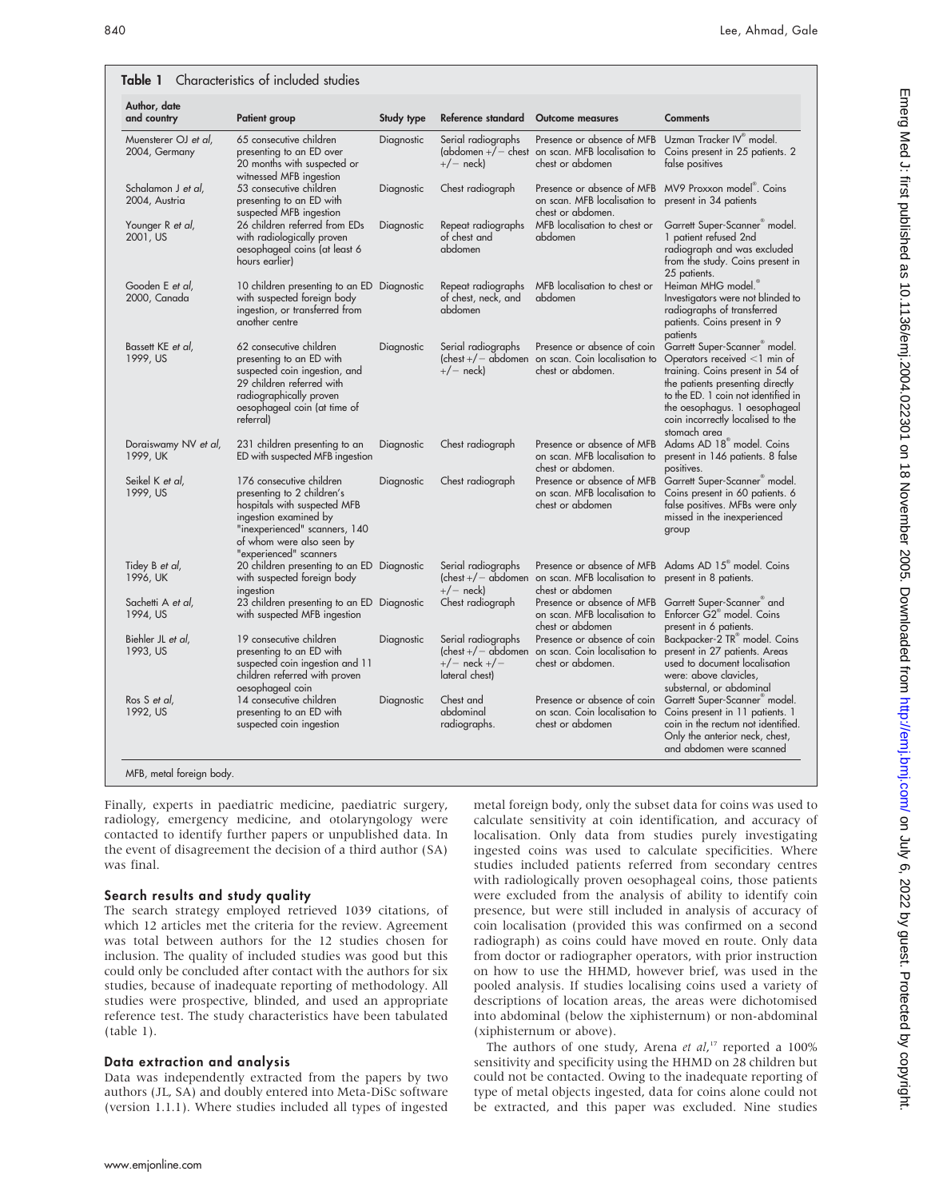**Table 1** Characteristics of included studies

| Author, date and country | Patient group | Study type | Reference standard | Outcome measures | Comments |
|---|---|---|---|---|---|
| Muensterer OJ *et al*, 2004, Germany | 65 consecutive children presenting to an ED over 20 months with suspected or witnessed MFB ingestion | Diagnostic | Serial radiographs (abdomen +/− chest +/− neck) | Presence or absence of MFB on scan. MFB localisation to chest or abdomen | Uzman Tracker IV® model. Coins present in 25 patients. 2 false positives |
| Schalamon J *et al*, 2004, Austria | 53 consecutive children presenting to an ED with suspected MFB ingestion | Diagnostic | Chest radiograph | Presence or absence of MFB on scan. MFB localisation to chest or abdomen. | MV9 Proxxon model®. Coins present in 34 patients |
| Younger R *et al*, 2001, US | 26 children referred from EDs with radiologically proven oesophageal coins (at least 6 hours earlier) | Diagnostic | Repeat radiographs of chest and abdomen | MFB localisation to chest or abdomen | Garrett Super-Scanner® model. 1 patient refused 2nd radiograph and was excluded from the study. Coins present in 25 patients. |
| Gooden E *et al*, 2000, Canada | 10 children presenting to an ED with suspected foreign body ingestion, or transferred from another centre | Diagnostic | Repeat radiographs of chest, neck, and abdomen | MFB localisation to chest or abdomen | Heiman MHG model.® Investigators were not blinded to radiographs of transferred patients. Coins present in 9 patients |
| Bassett KE *et al*, 1999, US | 62 consecutive children presenting to an ED with suspected coin ingestion, and 29 children referred with radiographically proven oesophageal coin (at time of referral) | Diagnostic | Serial radiographs (chest +/− abdomen +/− neck) | Presence or absence of coin on scan. Coin localisation to chest or abdomen. | Garrett Super-Scanner® model. Operators received <1 min of training. Coins present in 54 of the patients presenting directly to the ED. 1 coin not identified in the oesophagus. 1 oesophageal coin incorrectly localised to the stomach area |
| Doraiswamy NV *et al*, 1999, UK | 231 children presenting to an ED with suspected MFB ingestion | Diagnostic | Chest radiograph | Presence or absence of MFB on scan. MFB localisation to chest or abdomen. | Adams AD 18® model. Coins present in 146 patients. 8 false positives. |
| Seikel K *et al*, 1999, US | 176 consecutive children presenting to 2 children's hospitals with suspected MFB ingestion examined by "inexperienced" scanners, 140 of whom were also seen by "experienced" scanners | Diagnostic | Chest radiograph | Presence or absence of MFB on scan. MFB localisation to chest or abdomen | Garrett Super-Scanner® model. Coins present in 60 patients. 6 false positives. MFBs were only missed in the inexperienced group |
| Tidey B *et al*, 1996, UK | 20 children presenting to an ED with suspected foreign body ingestion | Diagnostic | Serial radiographs (chest +/− abdomen +/− neck) | Presence or absence of MFB on scan. MFB localisation to chest or abdomen | Adams AD 15® model. Coins present in 8 patients. |
| Sachetti A *et al*, 1994, US | 23 children presenting to an ED with suspected MFB ingestion | Diagnostic | Chest radiograph | Presence or absence of MFB on scan. MFB localisation to chest or abdomen | Garrett Super-Scanner® and Enforcer G2® model. Coins present in 6 patients. |
| Biehler JL *et al*, 1993, US | 19 consecutive children presenting to an ED with suspected coin ingestion and 11 children referred with proven oesophageal coin | Diagnostic | Serial radiographs (chest +/− abdomen +/− neck +/− lateral chest) | Presence or absence of coin on scan. Coin localisation to chest or abdomen. | Backpacker-2 TR® model. Coins present in 27 patients. Areas used to document localisation were: above clavicles, substernal, or abdominal |
| Ros S *et al*, 1992, US | 14 consecutive children presenting to an ED with suspected coin ingestion | Diagnostic | Chest and abdominal radiographs. | Presence or absence of coin on scan. Coin localisation to chest or abdomen | Garrett Super-Scanner® model. Coins present in 11 patients. 1 coin in the rectum not identified. Only the anterior neck, chest, and abdomen were scanned |

MFB, metal foreign body.

Finally, experts in paediatric medicine, paediatric surgery, radiology, emergency medicine, and otolaryngology were contacted to identify further papers or unpublished data. In the event of disagreement the decision of a third author (SA) was final.

### Search results and study quality

The search strategy employed retrieved 1039 citations, of which 12 articles met the criteria for the review. Agreement was total between authors for the 12 studies chosen for inclusion. The quality of included studies was good but this could only be concluded after contact with the authors for six studies, because of inadequate reporting of methodology. All studies were prospective, blinded, and used an appropriate reference test. The study characteristics have been tabulated (table 1).

### Data extraction and analysis

Data was independently extracted from the papers by two authors (JL, SA) and doubly entered into Meta-DiSc software (version 1.1.1). Where studies included all types of ingested metal foreign body, only the subset data for coins was used to calculate sensitivity at coin identification, and accuracy of localisation. Only data from studies purely investigating ingested coins was used to calculate specificities. Where studies included patients referred from secondary centres with radiologically proven oesophageal coins, those patients were excluded from the analysis of ability to identify coin presence, but were still included in analysis of accuracy of coin localisation (provided this was confirmed on a second radiograph) as coins could have moved en route. Only data from doctor or radiographer operators, with prior instruction on how to use the HHMD, however brief, was used in the pooled analysis. If studies localising coins used a variety of descriptions of location areas, the areas were dichotomised into abdominal (below the xiphisternum) or non-abdominal (xiphisternum or above).

The authors of one study, Arena *et al*,[17] reported a 100% sensitivity and specificity using the HHMD on 28 children but could not be contacted. Owing to the inadequate reporting of type of metal objects ingested, data for coins alone could not be extracted, and this paper was excluded. Nine studies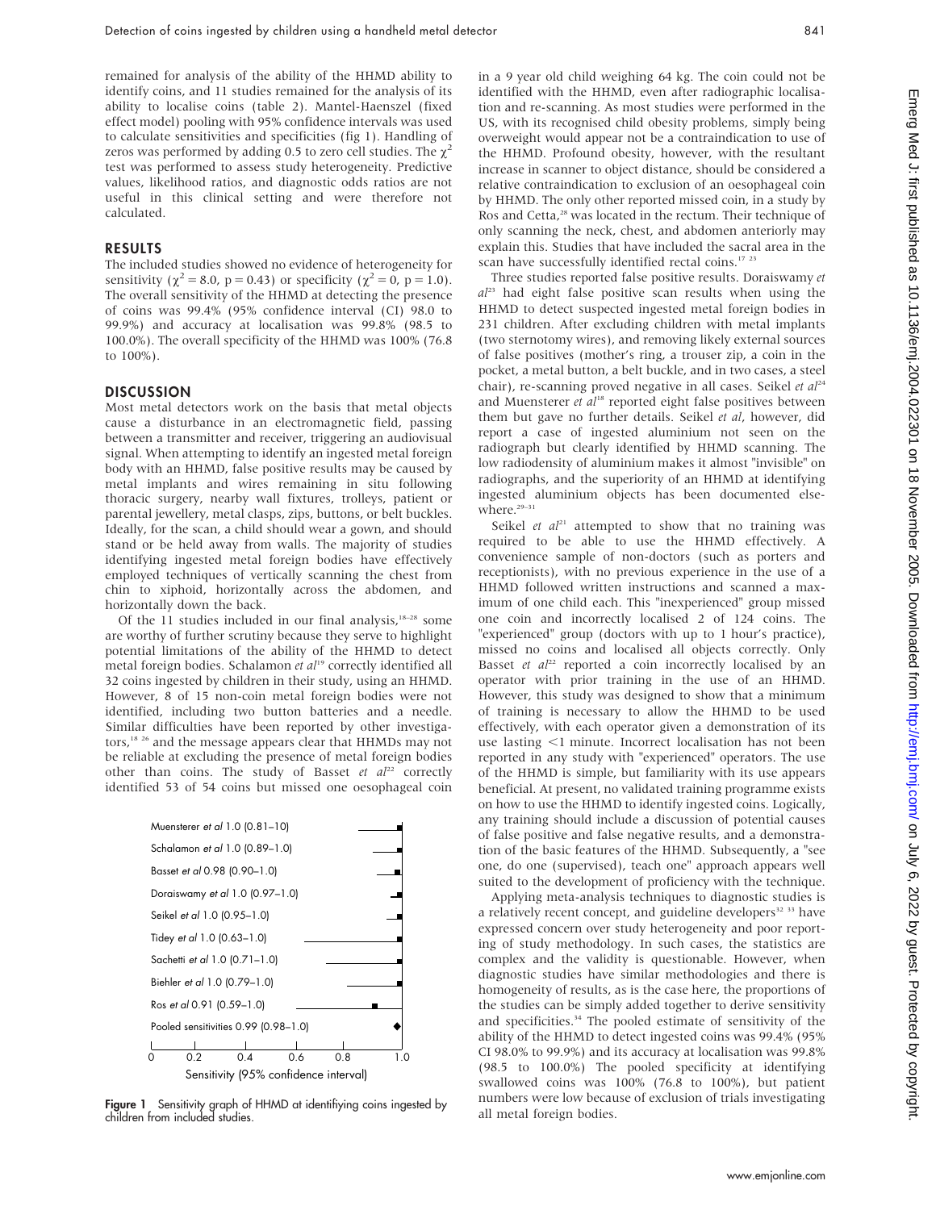remained for analysis of the ability of the HHMD ability to identify coins, and 11 studies remained for the analysis of its ability to localise coins (table 2). Mantel-Haenszel (fixed effect model) pooling with 95% confidence intervals was used to calculate sensitivities and specificities (fig 1). Handling of zeros was performed by adding 0.5 to zero cell studies. The $\chi^2$ test was performed to assess study heterogeneity. Predictive values, likelihood ratios, and diagnostic odds ratios are not useful in this clinical setting and were therefore not calculated.

## RESULTS

The included studies showed no evidence of heterogeneity for sensitivity ($\chi^2 = 8.0$, $p = 0.43$) or specificity ($\chi^2 = 0$, $p = 1.0$). The overall sensitivity of the HHMD at detecting the presence of coins was 99.4% (95% confidence interval (CI) 98.0 to 99.9%) and accuracy at localisation was 99.8% (98.5 to 100.0%). The overall specificity of the HHMD was 100% (76.8 to 100%).

## DISCUSSION

Most metal detectors work on the basis that metal objects cause a disturbance in an electromagnetic field, passing between a transmitter and receiver, triggering an audiovisual signal. When attempting to identify an ingested metal foreign body with an HHMD, false positive results may be caused by metal implants and wires remaining in situ following thoracic surgery, nearby wall fixtures, trolleys, patient or parental jewellery, metal clasps, zips, buttons, or belt buckles. Ideally, for the scan, a child should wear a gown, and should stand or be held away from walls. The majority of studies identifying ingested metal foreign bodies have effectively employed techniques of vertically scanning the chest from chin to xiphoid, horizontally across the abdomen, and horizontally down the back.

Of the 11 studies included in our final analysis,[18–28] some are worthy of further scrutiny because they serve to highlight potential limitations of the ability of the HHMD to detect metal foreign bodies. Schalamon *et al*[19] correctly identified all 32 coins ingested by children in their study, using an HHMD. However, 8 of 15 non-coin metal foreign bodies were not identified, including two button batteries and a needle. Similar difficulties have been reported by other investigators,[18 26] and the message appears clear that HHMDs may not be reliable at excluding the presence of metal foreign bodies other than coins. The study of Basset *et al*[22] correctly identified 53 of 54 coins but missed one oesophageal coin

| Study | Sensitivity (95% confidence interval) |
|---|---|
| Muensterer *et al* | 1.0 (0.81–10) |
| Schalamon *et al* | 1.0 (0.89–1.0) |
| Basset *et al* | 0.98 (0.90–1.0) |
| Doraiswamy *et al* | 1.0 (0.97–1.0) |
| Seikel *et al* | 1.0 (0.95–1.0) |
| Tidey *et al* | 1.0 (0.63–1.0) |
| Sachetti *et al* | 1.0 (0.71–1.0) |
| Biehler *et al* | 1.0 (0.79–1.0) |
| Ros *et al* | 0.91 (0.59–1.0) |
| Pooled sensitivities | 0.99 (0.98–1.0) |

**Figure 1** Sensitivity graph of HHMD at identifiying coins ingested by children from included studies.

in a 9 year old child weighing 64 kg. The coin could not be identified with the HHMD, even after radiographic localisation and re-scanning. As most studies were performed in the US, with its recognised child obesity problems, simply being overweight would appear not be a contraindication to use of the HHMD. Profound obesity, however, with the resultant increase in scanner to object distance, should be considered a relative contraindication to exclusion of an oesophageal coin by HHMD. The only other reported missed coin, in a study by Ros and Cetta,[28] was located in the rectum. Their technique of only scanning the neck, chest, and abdomen anteriorly may explain this. Studies that have included the sacral area in the scan have successfully identified rectal coins.[17 23]

Three studies reported false positive results. Doraiswamy *et al*[23] had eight false positive scan results when using the HHMD to detect suspected ingested metal foreign bodies in 231 children. After excluding children with metal implants (two sternotomy wires), and removing likely external sources of false positives (mother's ring, a trouser zip, a coin in the pocket, a metal button, a belt buckle, and in two cases, a steel chair), re-scanning proved negative in all cases. Seikel *et al*[24] and Muensterer *et al*[18] reported eight false positives between them but gave no further details. Seikel *et al*, however, did report a case of ingested aluminium not seen on the radiograph but clearly identified by HHMD scanning. The low radiodensity of aluminium makes it almost "invisible" on radiographs, and the superiority of an HHMD at identifying ingested aluminium objects has been documented elsewhere.[29–31]

Seikel *et al*[21] attempted to show that no training was required to be able to use the HHMD effectively. A convenience sample of non-doctors (such as porters and receptionists), with no previous experience in the use of a HHMD followed written instructions and scanned a maximum of one child each. This "inexperienced" group missed one coin and incorrectly localised 2 of 124 coins. The "experienced" group (doctors with up to 1 hour's practice), missed no coins and localised all objects correctly. Only Basset *et al*[22] reported a coin incorrectly localised by an operator with prior training in the use of an HHMD. However, this study was designed to show that a minimum of training is necessary to allow the HHMD to be used effectively, with each operator given a demonstration of its use lasting <1 minute. Incorrect localisation has not been reported in any study with "experienced" operators. The use of the HHMD is simple, but familiarity with its use appears beneficial. At present, no validated training programme exists on how to use the HHMD to identify ingested coins. Logically, any training should include a discussion of potential causes of false positive and false negative results, and a demonstration of the basic features of the HHMD. Subsequently, a "see one, do one (supervised), teach one" approach appears well suited to the development of proficiency with the technique.

Applying meta-analysis techniques to diagnostic studies is a relatively recent concept, and guideline developers[32 33] have expressed concern over study heterogeneity and poor reporting of study methodology. In such cases, the statistics are complex and the validity is questionable. However, when diagnostic studies have similar methodologies and there is homogeneity of results, as is the case here, the proportions of the studies can be simply added together to derive sensitivity and specificities.[34] The pooled estimate of sensitivity of the ability of the HHMD to detect ingested coins was 99.4% (95% CI 98.0% to 99.9%) and its accuracy at localisation was 99.8% (98.5 to 100.0%) The pooled specificity at identifying swallowed coins was 100% (76.8 to 100%), but patient numbers were low because of exclusion of trials investigating all metal foreign bodies.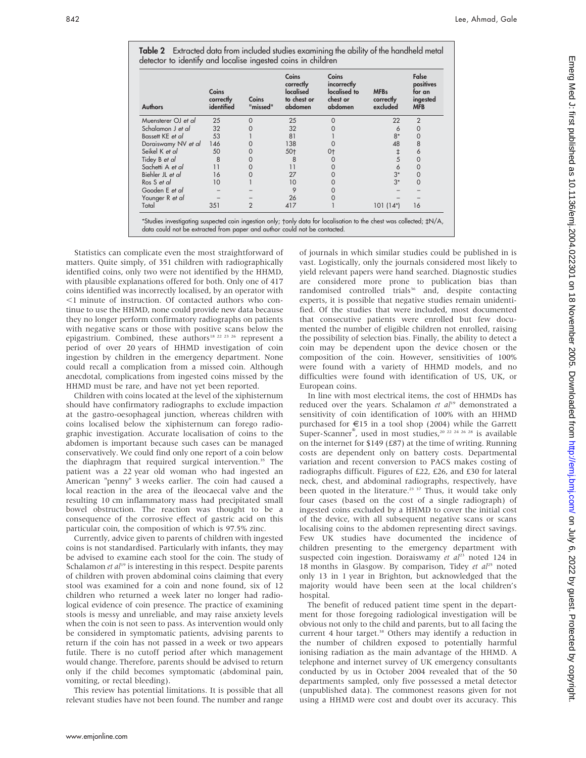**Table 2** Extracted data from included studies examining the ability of the handheld metal detector to identify and localise ingested coins in children

| Authors | Coins correctly identified | Coins "missed" | Coins correctly localised to chest or abdomen | Coins incorrectly localised to chest or abdomen | MFBs correctly excluded | False positives for an ingested MFB |
|---|---|---|---|---|---|---|
| Muensterer OJ *et al* | 25 | 0 | 25 | 0 | 22 | 2 |
| Schalamon J *et al* | 32 | 0 | 32 | 0 | 6 | 0 |
| Bassett KE *et al* | 53 | 1 | 81 | 1 | 8* | 0 |
| Doraiswamy NV *et al* | 146 | 0 | 138 | 0 | 48 | 8 |
| Seikel K *et al* | 50 | 0 | 50† | 0† | ‡ | 6 |
| Tidey B *et al* | 8 | 0 | 8 | 0 | 5 | 0 |
| Sachetti A *et al* | 11 | 0 | 11 | 0 | 6 | 0 |
| Biehler JL *et al* | 16 | 0 | 27 | 0 | 3* | 0 |
| Ros S *et al* | 10 | 1 | 10 | 0 | 3* | 0 |
| Gooden E *et al* | – | – | 9 | 0 | – | – |
| Younger R *et al* | – | – | 26 | 0 | – | – |
| Total | 351 | 2 | 417 | 1 | 101 (14*) | 16 |

*Studies investigating suspected coin ingestion only; †only data for localisation to the chest was collected; ‡N/A, data could not be extracted from paper and author could not be contacted.

Statistics can complicate even the most straightforward of matters. Quite simply, of 351 children with radiographically identified coins, only two were not identified by the HHMD, with plausible explanations offered for both. Only one of 417 coins identified was incorrectly localised, by an operator with <1 minute of instruction. Of contacted authors who continue to use the HHMD, none could provide new data because they no longer perform confirmatory radiographs on patients with negative scans or those with positive scans below the epigastrium. Combined, these authors[18 22 23 26] represent a period of over 20 years of HHMD investigation of coin ingestion by children in the emergency department. None could recall a complication from a missed coin. Although anecdotal, complications from ingested coins missed by the HHMD must be rare, and have not yet been reported.

Children with coins located at the level of the xiphisternum should have confirmatory radiographs to exclude impaction at the gastro-oesophageal junction, whereas children with coins localised below the xiphisternum can forego radiographic investigation. Accurate localisation of coins to the abdomen is important because such cases can be managed conservatively. We could find only one report of a coin below the diaphragm that required surgical intervention.[35] The patient was a 22 year old woman who had ingested an American "penny" 3 weeks earlier. The coin had caused a local reaction in the area of the ileocaecal valve and the resulting 10 cm inflammatory mass had precipitated small bowel obstruction. The reaction was thought to be a consequence of the corrosive effect of gastric acid on this particular coin, the composition of which is 97.5% zinc.

Currently, advice given to parents of children with ingested coins is not standardised. Particularly with infants, they may be advised to examine each stool for the coin. The study of Schalamon *et al*[19] is interesting in this respect. Despite parents of children with proven abdominal coins claiming that every stool was examined for a coin and none found, six of 12 children who returned a week later no longer had radiological evidence of coin presence. The practice of examining stools is messy and unreliable, and may raise anxiety levels when the coin is not seen to pass. As intervention would only be considered in symptomatic patients, advising parents to return if the coin has not passed in a week or two appears futile. There is no cutoff period after which management would change. Therefore, parents should be advised to return only if the child becomes symptomatic (abdominal pain, vomiting, or rectal bleeding).

This review has potential limitations. It is possible that all relevant studies have not been found. The number and range of journals in which similar studies could be published in is vast. Logistically, only the journals considered most likely to yield relevant papers were hand searched. Diagnostic studies are considered more prone to publication bias than randomised controlled trials[36] and, despite contacting experts, it is possible that negative studies remain unidentified. Of the studies that were included, most documented that consecutive patients were enrolled but few documented the number of eligible children not enrolled, raising the possibility of selection bias. Finally, the ability to detect a coin may be dependent upon the device chosen or the composition of the coin. However, sensitivities of 100% were found with a variety of HHMD models, and no difficulties were found with identification of US, UK, or European coins.

In line with most electrical items, the cost of HHMDs has reduced over the years. Schalamon *et al*[19] demonstrated a sensitivity of coin identification of 100% with an HHMD purchased for €15 in a tool shop (2004) while the Garrett Super-Scanner®, used in most studies,[20 22 24 26 28] is available on the internet for $149 (£87) at the time of writing. Running costs are dependent only on battery costs. Departmental variation and recent conversion to PACS makes costing of radiographs difficult. Figures of £22, £26, and £30 for lateral neck, chest, and abdominal radiographs, respectively, have been quoted in the literature.[23 37] Thus, it would take only four cases (based on the cost of a single radiograph) of ingested coins excluded by a HHMD to cover the initial cost of the device, with all subsequent negative scans or scans localising coins to the abdomen representing direct savings. Few UK studies have documented the incidence of children presenting to the emergency department with suspected coin ingestion. Doraiswamy *et al*[23] noted 124 in 18 months in Glasgow. By comparison, Tidey *et al*[25] noted only 13 in 1 year in Brighton, but acknowledged that the majority would have been seen at the local children's hospital.

The benefit of reduced patient time spent in the department for those foregoing radiological investigation will be obvious not only to the child and parents, but to all facing the current 4 hour target.[38] Others may identify a reduction in the number of children exposed to potentially harmful ionising radiation as the main advantage of the HHMD. A telephone and internet survey of UK emergency consultants conducted by us in October 2004 revealed that of the 50 departments sampled, only five possessed a metal detector (unpublished data). The commonest reasons given for not using a HHMD were cost and doubt over its accuracy. This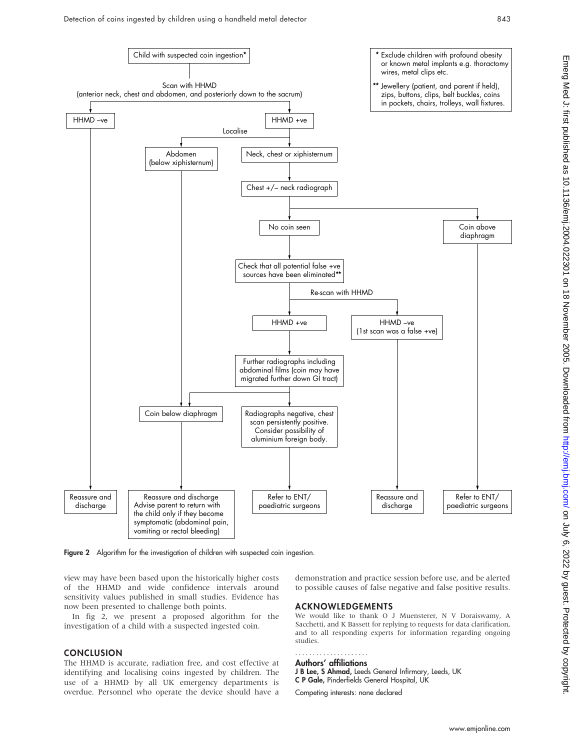Child with suspected coin ingestion*

Scan with HHMD
(anterior neck, chest and abdomen, and posteriorly down to the sacrum)

- HHMD –ve → Reassure and discharge
- HHMD +ve → Localise
  - Abdomen (below xiphisternum) → Coin below diaphragm → Reassure and discharge. Advise parent to return with the child only if they become symptomatic (abdominal pain, vomiting or rectal bleeding)
  - Neck, chest or xiphisternum → Chest +/– neck radiograph
    - Coin above diaphragm → Refer to ENT/ paediatric surgeons
    - No coin seen → Check that all potential false +ve sources have been eliminated** → Re-scan with HHMD
      - HHMD –ve (1st scan was a false +ve) → Reassure and discharge
      - HHMD +ve → Further radiographs including abdominal films (coin may have migrated further down GI tract)
        - Coin below diaphragm → Reassure and discharge. Advise parent to return with the child only if they become symptomatic (abdominal pain, vomiting or rectal bleeding)
        - Radiographs negative, chest scan persistently positive. Consider possibility of aluminium foreign body. → Refer to ENT/ paediatric surgeons

\* Exclude children with profound obesity or known metal implants e.g. thoractomy wires, metal clips etc.

\*\* Jewellery (patient, and parent if held), zips, buttons, clips, belt buckles, coins in pockets, chairs, trolleys, wall fixtures.

**Figure 2** Algorithm for the investigation of children with suspected coin ingestion.

view may have been based upon the historically higher costs of the HHMD and wide confidence intervals around sensitivity values published in small studies. Evidence has now been presented to challenge both points.

In fig 2, we present a proposed algorithm for the investigation of a child with a suspected ingested coin.

## CONCLUSION

The HHMD is accurate, radiation free, and cost effective at identifying and localising coins ingested by children. The use of a HHMD by all UK emergency departments is overdue. Personnel who operate the device should have a demonstration and practice session before use, and be alerted to possible causes of false negative and false positive results.

## ACKNOWLEDGEMENTS

We would like to thank O J Muensterer, N V Doraiswamy, A Sacchetti, and K Bassett for replying to requests for data clarification, and to all responding experts for information regarding ongoing studies.

### Authors' affiliations

**J B Lee, S Ahmad,** Leeds General Infirmary, Leeds, UK
**C P Gale,** Pinderfields General Hospital, UK

Competing interests: none declared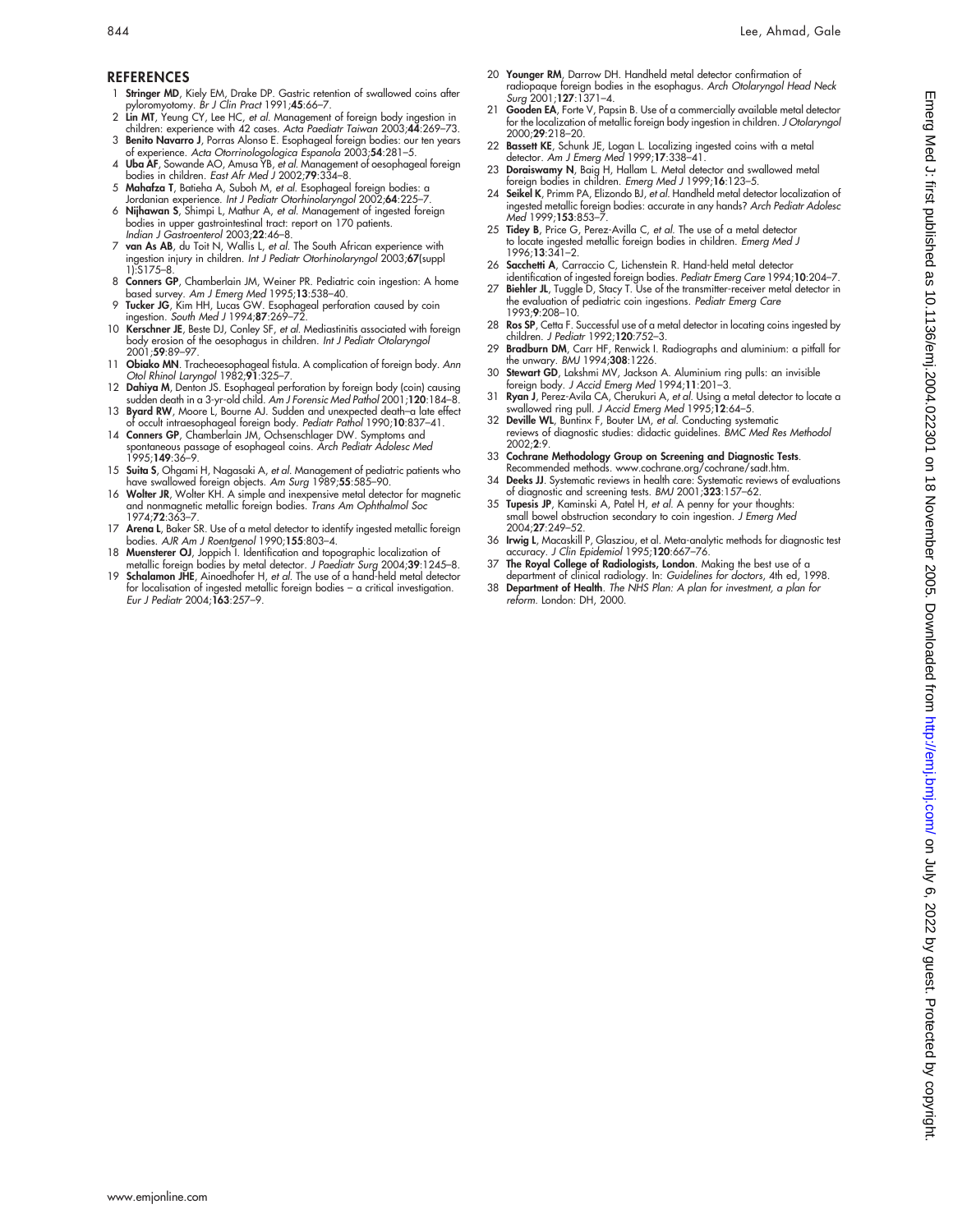## REFERENCES

1. **Stringer MD**, Kiely EM, Drake DP. Gastric retention of swallowed coins after pyloromyotomy. *Br J Clin Pract* 1991;**45**:66–7.
2. **Lin MT**, Yeung CY, Lee HC, *et al.* Management of foreign body ingestion in children: experience with 42 cases. *Acta Paediatr Taiwan* 2003;**44**:269–73.
3. **Benito Navarro J**, Porras Alonso E. Esophageal foreign bodies: our ten years of experience. *Acta Otorrinologologica Espanola* 2003;**54**:281–5.
4. **Uba AF**, Sowande AO, Amusa YB, *et al.* Management of oesophageal foreign bodies in children. *East Afr Med J* 2002;**79**:334–8.
5. **Mahafza T**, Batieha A, Suboh M, *et al.* Esophageal foreign bodies: a Jordanian experience. *Int J Pediatr Otorhinolaryngol* 2002;**64**:225–7.
6. **Nijhawan S**, Shimpi L, Mathur A, *et al.* Management of ingested foreign bodies in upper gastrointestinal tract: report on 170 patients. *Indian J Gastroenterol* 2003;**22**:46–8.
7. **van As AB**, du Toit N, Wallis L, *et al.* The South African experience with ingestion injury in children. *Int J Pediatr Otorhinolaryngol* 2003;**67**(suppl 1):S175–8.
8. **Conners GP**, Chamberlain JM, Weiner PR. Pediatric coin ingestion: A home based survey. *Am J Emerg Med* 1995;**13**:538–40.
9. **Tucker JG**, Kim HH, Lucas GW. Esophageal perforation caused by coin ingestion. *South Med J* 1994;**87**:269–72.
10. **Kerschner JE**, Beste DJ, Conley SF, *et al.* Mediastinitis associated with foreign body erosion of the oesophagus in children. *Int J Pediatr Otolaryngol* 2001;**59**:89–97.
11. **Obiako MN**. Tracheoesophageal fistula. A complication of foreign body. *Ann Otol Rhinol Laryngol* 1982;**91**:325–7.
12. **Dahiya M**, Denton JS. Esophageal perforation by foreign body (coin) causing sudden death in a 3-yr-old child. *Am J Forensic Med Pathol* 2001;**120**:184–8.
13. **Byard RW**, Moore L, Bourne AJ. Sudden and unexpected death–a late effect of occult intraesophageal foreign body. *Pediatr Pathol* 1990;**10**:837–41.
14. **Conners GP**, Chamberlain JM, Ochsenschlager DW. Symptoms and spontaneous passage of esophageal coins. *Arch Pediatr Adolesc Med* 1995;**149**:36–9.
15. **Suita S**, Ohgami H, Nagasaki A, *et al.* Management of pediatric patients who have swallowed foreign objects. *Am Surg* 1989;**55**:585–90.
16. **Wolter JR**, Wolter KH. A simple and inexpensive metal detector for magnetic and nonmagnetic metallic foreign bodies. *Trans Am Ophthalmol Soc* 1974;**72**:363–7.
17. **Arena L**, Baker SR. Use of a metal detector to identify ingested metallic foreign bodies. *AJR Am J Roentgenol* 1990;**155**:803–4.
18. **Muensterer OJ**, Joppich I. Identification and topographic localization of metallic foreign bodies by metal detector. *J Paediatr Surg* 2004;**39**:1245–8.
19. **Schalamon JHE**, Ainoedhofer H, *et al.* The use of a hand-held metal detector for localisation of ingested metallic foreign bodies – a critical investigation. *Eur J Pediatr* 2004;**163**:257–9.
20. **Younger RM**, Darrow DH. Handheld metal detector confirmation of radiopaque foreign bodies in the esophagus. *Arch Otolaryngol Head Neck Surg* 2001;**127**:1371–4.
21. **Gooden EA**, Forte V, Papsin B. Use of a commercially available metal detector for the localization of metallic foreign body ingestion in children. *J Otolaryngol* 2000;**29**:218–20.
22. **Bassett KE**, Schunk JE, Logan L. Localizing ingested coins with a metal detector. *Am J Emerg Med* 1999;**17**:338–41.
23. **Doraiswamy N**, Baig H, Hallam L. Metal detector and swallowed metal foreign bodies in children. *Emerg Med J* 1999;**16**:123–5.
24. **Seikel K**, Primm PA, Elizondo BJ, *et al.* Handheld metal detector localization of ingested metallic foreign bodies: accurate in any hands? *Arch Pediatr Adolesc Med* 1999;**153**:853–7.
25. **Tidey B**, Price G, Perez-Avilla C, *et al.* The use of a metal detector to locate ingested metallic foreign bodies in children. *Emerg Med J* 1996;**13**:341–2.
26. **Sacchetti A**, Carraccio C, Lichenstein R. Hand-held metal detector identification of ingested foreign bodies. *Pediatr Emerg Care* 1994;**10**:204–7.
27. **Biehler JL**, Tuggle D, Stacy T. Use of the transmitter-receiver metal detector in the evaluation of pediatric coin ingestions. *Pediatr Emerg Care* 1993;**9**:208–10.
28. **Ros SP**, Cetta F. Successful use of a metal detector in locating coins ingested by children. *J Pediatr* 1992;**120**:752–3.
29. **Bradburn DM**, Carr HF, Renwick I. Radiographs and aluminium: a pitfall for the unwary. *BMJ* 1994;**308**:1226.
30. **Stewart GD**, Lakshmi MV, Jackson A. Aluminium ring pulls: an invisible foreign body. *J Accid Emerg Med* 1994;**11**:201–3.
31. **Ryan J**, Perez-Avila CA, Cherukuri A, *et al.* Using a metal detector to locate a swallowed ring pull. *J Accid Emerg Med* 1995;**12**:64–5.
32. **Deville WL**, Buntinx F, Bouter LM, *et al.* Conducting systematic reviews of diagnostic studies: didactic guidelines. *BMC Med Res Methodol* 2002;**2**:9.
33. **Cochrane Methodology Group on Screening and Diagnostic Tests**. Recommended methods. www.cochrane.org/cochrane/sadt.htm.
34. **Deeks JJ**. Systematic reviews in health care: Systematic reviews of evaluations of diagnostic and screening tests. *BMJ* 2001;**323**:157–62.
35. **Tupesis JP**, Kaminski A, Patel H, *et al.* A penny for your thoughts: small bowel obstruction secondary to coin ingestion. *J Emerg Med* 2004;**27**:249–52.
36. **Irwig L**, Macaskill P, Glasziou, et al. Meta-analytic methods for diagnostic test accuracy. *J Clin Epidemiol* 1995;**120**:667–76.
37. **The Royal College of Radiologists, London**. Making the best use of a department of clinical radiology. In: *Guidelines for doctors*, 4th ed, 1998.
38. **Department of Health**. *The NHS Plan: A plan for investment, a plan for reform.* London: DH, 2000.